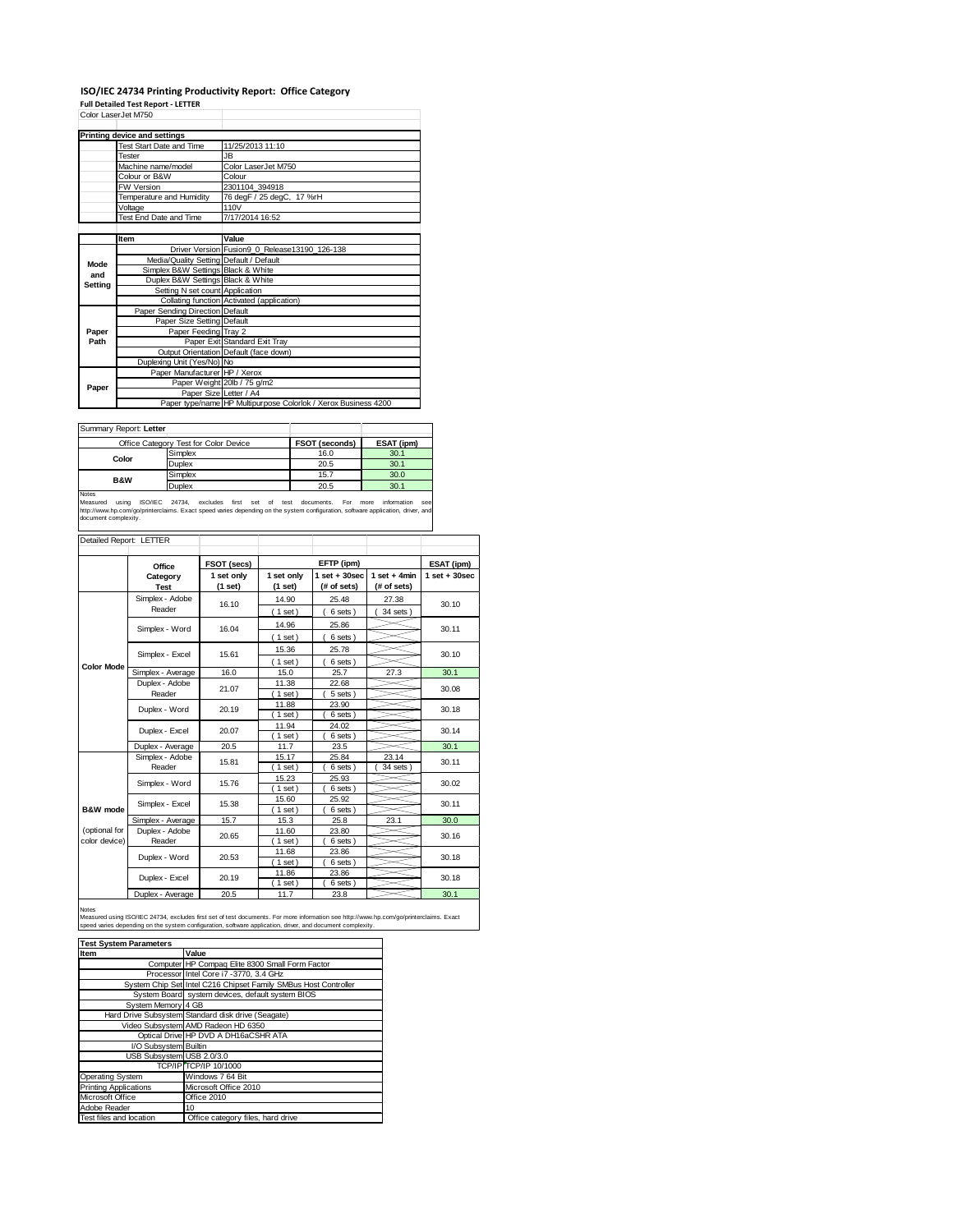# ISO/IEC 24734 Printing Productivity Report: Office Category

**Full Detailed Test Report - LETTER**

Color LaserJet M750

| Printing device and settings | |
|---|---|
| Test Start Date and Time | 11/25/2013 11:10 |
| Tester | JB |
| Machine name/model | Color LaserJet M750 |
| Colour or B&W | Colour |
| FW Version | 2301104_394918 |
| Temperature and Humidity | 76 degF / 25 degC, 17 %rH |
| Voltage | 110V |
| Test End Date and Time | 7/17/2014 16:52 |

| | Item | Value |
|---|---|---|
| Mode and Setting | Driver Version | Fusion9_0_Release13190_126-138 |
| | Media/Quality Setting | Default / Default |
| | Simplex B&W Settings | Black & White |
| | Duplex B&W Settings | Black & White |
| | Setting N set count | Application |
| | Collating function | Activated (application) |
| Paper Path | Paper Sending Direction | Default |
| | Paper Size Setting | Default |
| | Paper Feeding | Tray 2 |
| | Paper Exit | Standard Exit Tray |
| | Output Orientation | Default (face down) |
| | Duplexing Unit (Yes/No) | No |
| Paper | Paper Manufacturer | HP / Xerox |
| | Paper Weight | 20lb / 75 g/m2 |
| | Paper Size | Letter / A4 |
| | Paper type/name | HP Multipurpose Colorlok / Xerox Business 4200 |

Summary Report: **Letter**

| Office Category Test for Color Device | | FSOT (seconds) | ESAT (ipm) |
|---|---|---|---|
| Color | Simplex | 16.0 | 30.1 |
| | Duplex | 20.5 | 30.1 |
| B&W | Simplex | 15.7 | 30.0 |
| | Duplex | 20.5 | 30.1 |

Notes
Measured using ISO/IEC 24734, excludes first set of test documents. For more information see http://www.hp.com/go/printerclaims. Exact speed varies depending on the system configuration, software application, driver, and document complexity.

Detailed Report: LETTER

| | Office Category Test | FSOT (secs) 1 set only (1 set) | EFTP (ipm) 1 set only (1 set) | EFTP (ipm) 1 set + 30sec (# of sets) | EFTP (ipm) 1 set + 4min (# of sets) | ESAT (ipm) 1 set + 30sec |
|---|---|---|---|---|---|---|
| Color Mode | Simplex - Adobe Reader | 16.10 | 14.90 (1 set) | 25.48 (6 sets) | 27.38 (34 sets) | 30.10 |
| | Simplex - Word | 16.04 | 14.96 (1 set) | 25.86 (6 sets) | | 30.11 |
| | Simplex - Excel | 15.61 | 15.36 (1 set) | 25.78 (6 sets) | | 30.10 |
| | Simplex - Average | 16.0 | 15.0 | 25.7 | 27.3 | 30.1 |
| | Duplex - Adobe Reader | 21.07 | 11.38 (1 set) | 22.68 (5 sets) | | 30.08 |
| | Duplex - Word | 20.19 | 11.88 (1 set) | 23.90 (6 sets) | | 30.18 |
| | Duplex - Excel | 20.07 | 11.94 (1 set) | 24.02 (6 sets) | | 30.14 |
| | Duplex - Average | 20.5 | 11.7 | 23.5 | | 30.1 |
| B&W mode (optional for color device) | Simplex - Adobe Reader | 15.81 | 15.17 (1 set) | 25.84 (6 sets) | 23.14 (34 sets) | 30.11 |
| | Simplex - Word | 15.76 | 15.23 (1 set) | 25.93 (6 sets) | | 30.02 |
| | Simplex - Excel | 15.38 | 15.60 (1 set) | 25.92 (6 sets) | | 30.11 |
| | Simplex - Average | 15.7 | 15.3 | 25.8 | 23.1 | 30.0 |
| | Duplex - Adobe Reader | 20.65 | 11.60 (1 set) | 23.80 (6 sets) | | 30.16 |
| | Duplex - Word | 20.53 | 11.68 (1 set) | 23.86 (6 sets) | | 30.18 |
| | Duplex - Excel | 20.19 | 11.86 (1 set) | 23.86 (6 sets) | | 30.18 |
| | Duplex - Average | 20.5 | 11.7 | 23.8 | | 30.1 |

Notes
Measured using ISO/IEC 24734, excludes first set of test documents. For more information see http://www.hp.com/go/printerclaims. Exact speed varies depending on the system configuration, software application, driver, and document complexity.

| Test System Parameters | |
|---|---|
| **Item** | **Value** |
| Computer | HP Compaq Elite 8300 Small Form Factor |
| Processor | Intel Core i7 -3770, 3.4 GHz |
| System Chip Set | Intel C216 Chipset Family SMBus Host Controller |
| System Board | system devices, default system BIOS |
| System Memory | 4 GB |
| Hard Drive Subsystem | Standard disk drive (Seagate) |
| Video Subsystem | AMD Radeon HD 6350 |
| Optical Drive | HP DVD A DH16aCSHR ATA |
| I/O Subsystem | Builtin |
| USB Subsystem | USB 2.0/3.0 |
| TCP/IP | TCP/IP 10/1000 |
| Operating System | Windows 7 64 Bit |
| Printing Applications | Microsoft Office 2010 |
| Microsoft Office | Office 2010 |
| Adobe Reader | 10 |
| Test files and location | Office category files, hard drive |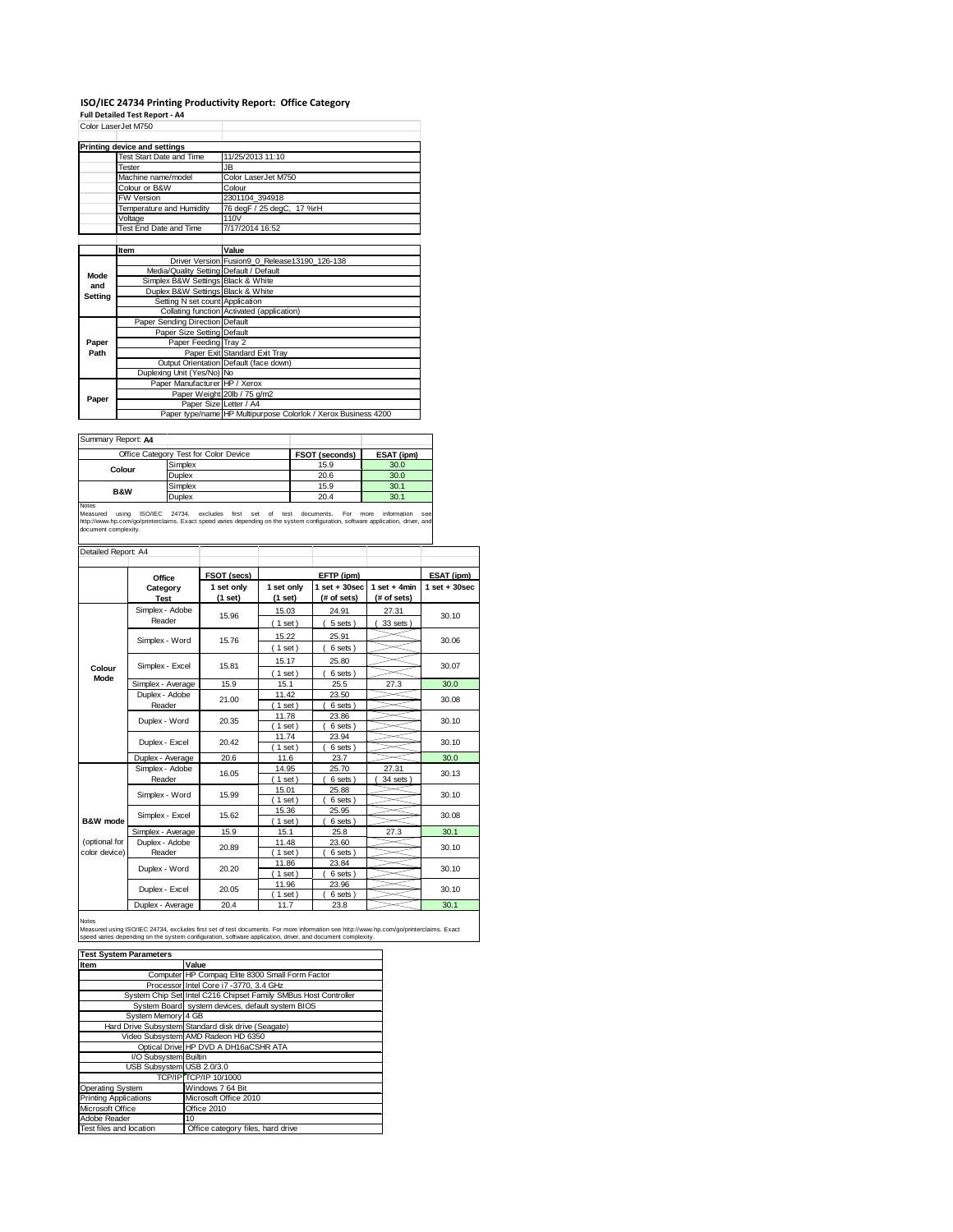# ISO/IEC 24734 Printing Productivity Report: Office Category

**Full Detailed Test Report - A4**

Color LaserJet M750

| Printing device and settings | |
|---|---|
| Test Start Date and Time | 11/25/2013 11:10 |
| Tester | JB |
| Machine name/model | Color LaserJet M750 |
| Colour or B&W | Colour |
| FW Version | 2301104_394918 |
| Temperature and Humidity | 76 degF / 25 degC, 17 %rH |
| Voltage | 110V |
| Test End Date and Time | 7/17/2014 16:52 |

| | Item | Value |
|---|---|---|
| Mode and Setting | Driver Version | Fusion9_0_Release13190_126-138 |
| | Media/Quality Setting | Default / Default |
| | Simplex B&W Settings | Black & White |
| | Duplex B&W Settings | Black & White |
| | Setting N set count | Application |
| | Collating function | Activated (application) |
| Paper Path | Paper Sending Direction | Default |
| | Paper Size Setting | Default |
| | Paper Feeding | Tray 2 |
| | Paper Exit | Standard Exit Tray |
| | Output Orientation | Default (face down) |
| | Duplexing Unit (Yes/No) | No |
| Paper | Paper Manufacturer | HP / Xerox |
| | Paper Weight | 20lb / 75 g/m2 |
| | Paper Size | Letter / A4 |
| | Paper type/name | HP Multipurpose Colorlok / Xerox Business 4200 |

Summary Report: **A4**

| Office Category Test for Color Device | | FSOT (seconds) | ESAT (ipm) |
|---|---|---|---|
| Colour | Simplex | 15.9 | 30.0 |
| | Duplex | 20.6 | 30.0 |
| B&W | Simplex | 15.9 | 30.1 |
| | Duplex | 20.4 | 30.1 |

Notes
Measured using ISO/IEC 24734, excludes first set of test documents. For more information see http://www.hp.com/go/printerclaims. Exact speed varies depending on the system configuration, software application, driver, and document complexity.

Detailed Report: A4

| | Office Category Test | FSOT (secs) 1 set only (1 set) | EFTP (ipm) 1 set only (1 set) | EFTP (ipm) 1 set + 30sec (# of sets) | EFTP (ipm) 1 set + 4min (# of sets) | ESAT (ipm) 1 set + 30sec |
|---|---|---|---|---|---|---|
| Colour Mode | Simplex - Adobe Reader | 15.96 | 15.03 (1 set) | 24.91 (5 sets) | 27.31 (33 sets) | 30.10 |
| | Simplex - Word | 15.76 | 15.22 (1 set) | 25.91 (6 sets) | | 30.06 |
| | Simplex - Excel | 15.81 | 15.17 (1 set) | 25.80 (6 sets) | | 30.07 |
| | Simplex - Average | 15.9 | 15.1 | 25.5 | 27.3 | 30.0 |
| | Duplex - Adobe Reader | 21.00 | 11.42 (1 set) | 23.50 (6 sets) | | 30.08 |
| | Duplex - Word | 20.35 | 11.78 (1 set) | 23.86 (6 sets) | | 30.10 |
| | Duplex - Excel | 20.42 | 11.74 (1 set) | 23.94 (6 sets) | | 30.10 |
| | Duplex - Average | 20.6 | 11.6 | 23.7 | | 30.0 |
| B&W mode (optional for color device) | Simplex - Adobe Reader | 16.05 | 14.95 (1 set) | 25.70 (6 sets) | 27.31 (34 sets) | 30.13 |
| | Simplex - Word | 15.99 | 15.01 (1 set) | 25.88 (6 sets) | | 30.10 |
| | Simplex - Excel | 15.62 | 15.36 (1 set) | 25.95 (6 sets) | | 30.08 |
| | Simplex - Average | 15.9 | 15.1 | 25.8 | 27.3 | 30.1 |
| | Duplex - Adobe Reader | 20.89 | 11.48 (1 set) | 23.60 (6 sets) | | 30.10 |
| | Duplex - Word | 20.20 | 11.86 (1 set) | 23.84 (6 sets) | | 30.10 |
| | Duplex - Excel | 20.05 | 11.96 (1 set) | 23.96 (6 sets) | | 30.10 |
| | Duplex - Average | 20.4 | 11.7 | 23.8 | | 30.1 |

Notes
Measured using ISO/IEC 24734, excludes first set of test documents. For more information see http://www.hp.com/go/printerclaims. Exact speed varies depending on the system configuration, software application, driver, and document complexity.

| Test System Parameters | |
|---|---|
| **Item** | **Value** |
| Computer | HP Compaq Elite 8300 Small Form Factor |
| Processor | Intel Core i7 -3770, 3.4 GHz |
| System Chip Set | Intel C216 Chipset Family SMBus Host Controller |
| System Board | system devices, default system BIOS |
| System Memory | 4 GB |
| Hard Drive Subsystem | Standard disk drive (Seagate) |
| Video Subsystem | AMD Radeon HD 6350 |
| Optical Drive | HP DVD A DH16aCSHR ATA |
| I/O Subsystem | Builtin |
| USB Subsystem | USB 2.0/3.0 |
| TCP/IP | TCP/IP 10/1000 |
| Operating System | Windows 7 64 Bit |
| Printing Applications | Microsoft Office 2010 |
| Microsoft Office | Office 2010 |
| Adobe Reader | 10 |
| Test files and location | Office category files, hard drive |